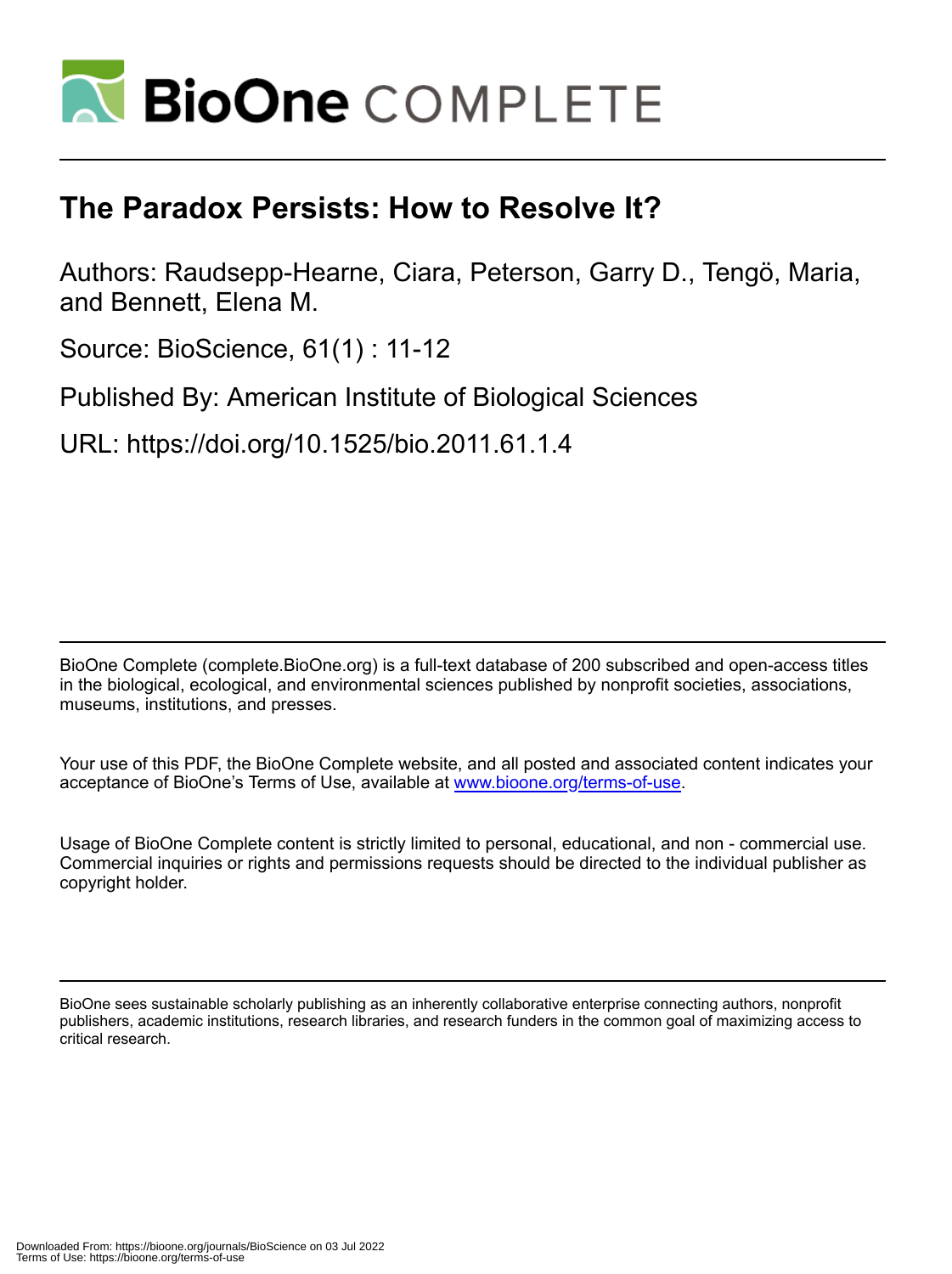# The Paradox Persists: How to Resolve It?

Authors: Raudsepp-Hearne, Ciara, Peterson, Garry D., Tengö, Maria, and Bennett, Elena M.

Source: BioScience, 61(1) : 11-12

Published By: American Institute of Biological Sciences

URL: https://doi.org/10.1525/bio.2011.61.1.4

BioOne Complete (complete.BioOne.org) is a full-text database of 200 subscribed and open-access titles in the biological, ecological, and environmental sciences published by nonprofit societies, associations, museums, institutions, and presses.

Your use of this PDF, the BioOne Complete website, and all posted and associated content indicates your acceptance of BioOne's Terms of Use, available at www.bioone.org/terms-of-use.

Usage of BioOne Complete content is strictly limited to personal, educational, and non - commercial use. Commercial inquiries or rights and permissions requests should be directed to the individual publisher as copyright holder.

BioOne sees sustainable scholarly publishing as an inherently collaborative enterprise connecting authors, nonprofit publishers, academic institutions, research libraries, and research funders in the common goal of maximizing access to critical research.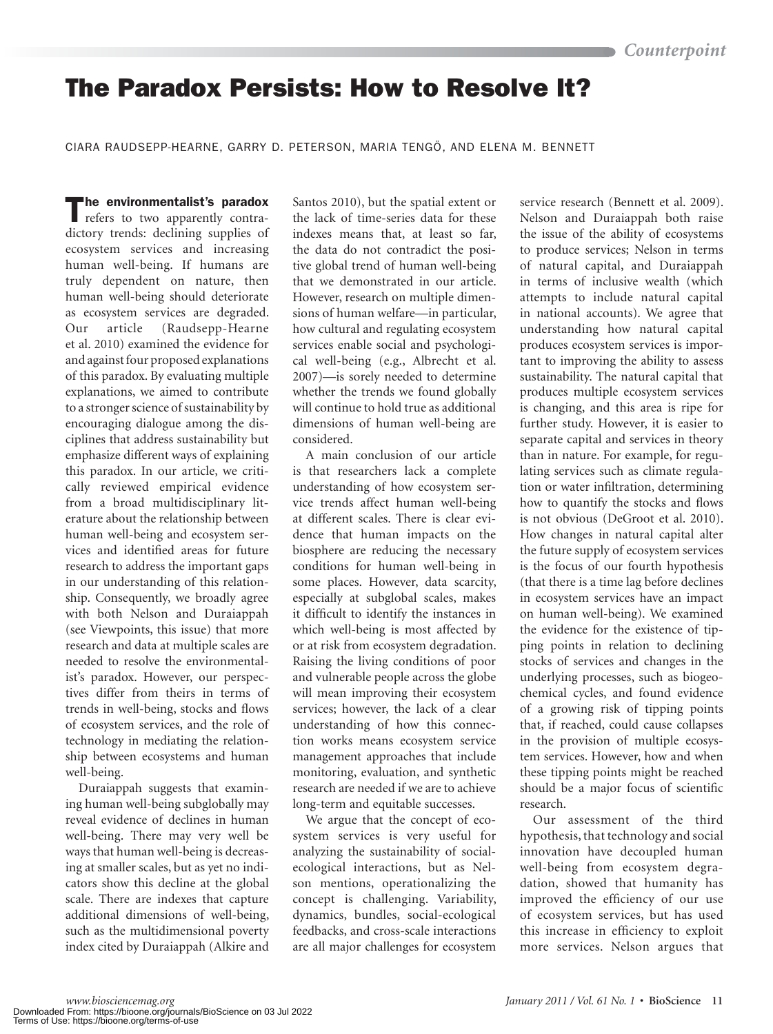# The Paradox Persists: How to Resolve It?

CIARA RAUDSEPP-HEARNE, GARRY D. PETERSON, MARIA TENGÖ, AND ELENA M. BENNETT

**The environmentalist's paradox** refers to two apparently contradictory trends: declining supplies of ecosystem services and increasing human well-being. If humans are truly dependent on nature, then human well-being should deteriorate as ecosystem services are degraded. Our article (Raudsepp-Hearne et al. 2010) examined the evidence for and against four proposed explanations of this paradox. By evaluating multiple explanations, we aimed to contribute to a stronger science of sustainability by encouraging dialogue among the disciplines that address sustainability but emphasize different ways of explaining this paradox. In our article, we critically reviewed empirical evidence from a broad multidisciplinary literature about the relationship between human well-being and ecosystem services and identified areas for future research to address the important gaps in our understanding of this relationship. Consequently, we broadly agree with both Nelson and Duraiappah (see Viewpoints, this issue) that more research and data at multiple scales are needed to resolve the environmentalist's paradox. However, our perspectives differ from theirs in terms of trends in well-being, stocks and flows of ecosystem services, and the role of technology in mediating the relationship between ecosystems and human well-being.

Duraiappah suggests that examining human well-being subglobally may reveal evidence of declines in human well-being. There may very well be ways that human well-being is decreasing at smaller scales, but as yet no indicators show this decline at the global scale. There are indexes that capture additional dimensions of well-being, such as the multidimensional poverty index cited by Duraiappah (Alkire and Santos 2010), but the spatial extent or the lack of time-series data for these indexes means that, at least so far, the data do not contradict the positive global trend of human well-being that we demonstrated in our article. However, research on multiple dimensions of human welfare—in particular, how cultural and regulating ecosystem services enable social and psychological well-being (e.g., Albrecht et al. 2007)—is sorely needed to determine whether the trends we found globally will continue to hold true as additional dimensions of human well-being are considered.

A main conclusion of our article is that researchers lack a complete understanding of how ecosystem service trends affect human well-being at different scales. There is clear evidence that human impacts on the biosphere are reducing the necessary conditions for human well-being in some places. However, data scarcity, especially at subglobal scales, makes it difficult to identify the instances in which well-being is most affected by or at risk from ecosystem degradation. Raising the living conditions of poor and vulnerable people across the globe will mean improving their ecosystem services; however, the lack of a clear understanding of how this connection works means ecosystem service management approaches that include monitoring, evaluation, and synthetic research are needed if we are to achieve long-term and equitable successes.

We argue that the concept of ecosystem services is very useful for analyzing the sustainability of social-ecological interactions, but as Nelson mentions, operationalizing the concept is challenging. Variability, dynamics, bundles, social-ecological feedbacks, and cross-scale interactions are all major challenges for ecosystem service research (Bennett et al. 2009). Nelson and Duraiappah both raise the issue of the ability of ecosystems to produce services; Nelson in terms of natural capital, and Duraiappah in terms of inclusive wealth (which attempts to include natural capital in national accounts). We agree that understanding how natural capital produces ecosystem services is important to improving the ability to assess sustainability. The natural capital that produces multiple ecosystem services is changing, and this area is ripe for further study. However, it is easier to separate capital and services in theory than in nature. For example, for regulating services such as climate regulation or water infiltration, determining how to quantify the stocks and flows is not obvious (DeGroot et al. 2010). How changes in natural capital alter the future supply of ecosystem services is the focus of our fourth hypothesis (that there is a time lag before declines in ecosystem services have an impact on human well-being). We examined the evidence for the existence of tipping points in relation to declining stocks of services and changes in the underlying processes, such as biogeochemical cycles, and found evidence of a growing risk of tipping points that, if reached, could cause collapses in the provision of multiple ecosystem services. However, how and when these tipping points might be reached should be a major focus of scientific research.

Our assessment of the third hypothesis, that technology and social innovation have decoupled human well-being from ecosystem degradation, showed that humanity has improved the efficiency of our use of ecosystem services, but has used this increase in efficiency to exploit more services. Nelson argues that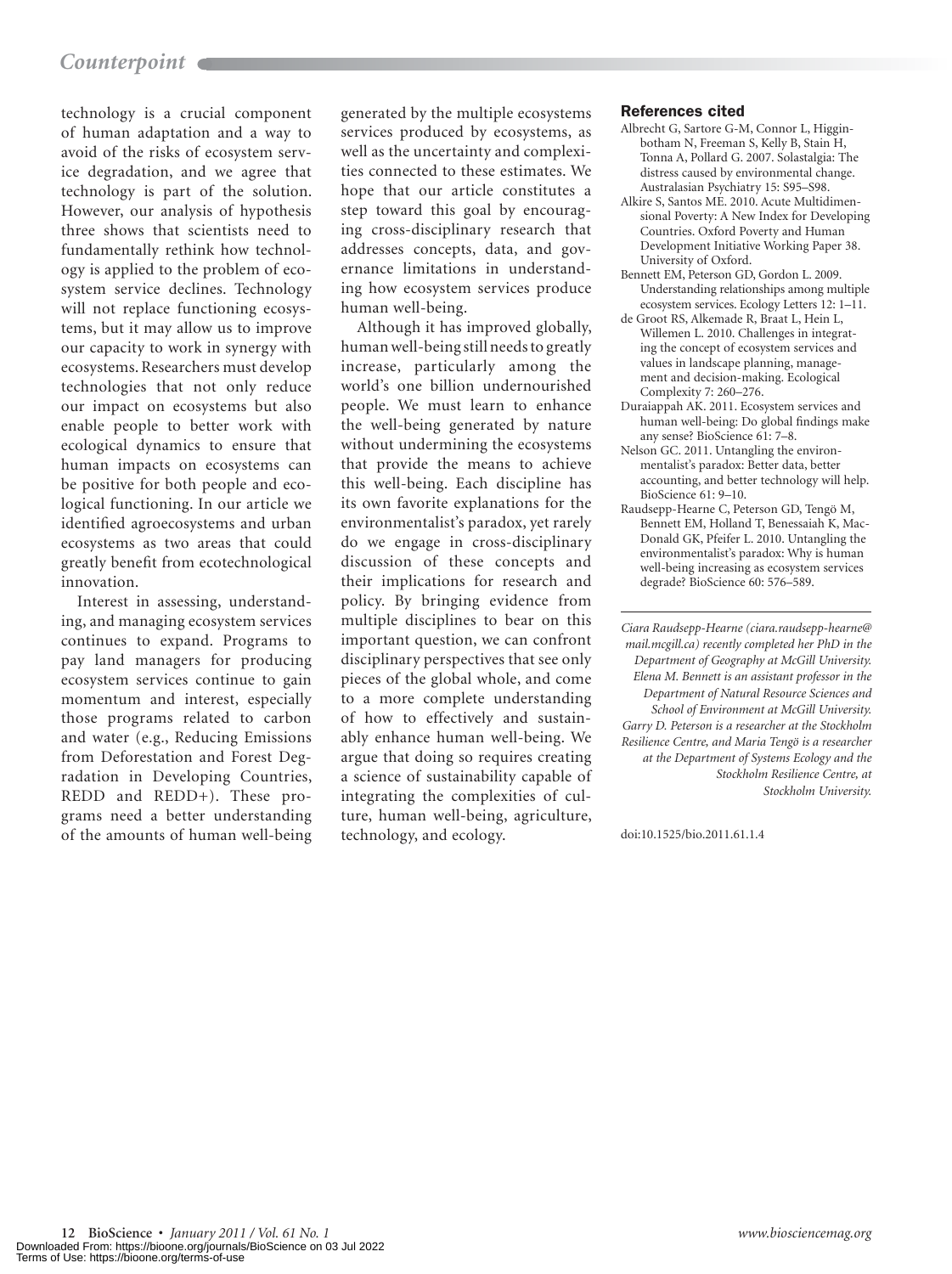technology is a crucial component of human adaptation and a way to avoid of the risks of ecosystem service degradation, and we agree that technology is part of the solution. However, our analysis of hypothesis three shows that scientists need to fundamentally rethink how technology is applied to the problem of ecosystem service declines. Technology will not replace functioning ecosystems, but it may allow us to improve our capacity to work in synergy with ecosystems. Researchers must develop technologies that not only reduce our impact on ecosystems but also enable people to better work with ecological dynamics to ensure that human impacts on ecosystems can be positive for both people and ecological functioning. In our article we identified agroecosystems and urban ecosystems as two areas that could greatly benefit from ecotechnological innovation.

Interest in assessing, understanding, and managing ecosystem services continues to expand. Programs to pay land managers for producing ecosystem services continue to gain momentum and interest, especially those programs related to carbon and water (e.g., Reducing Emissions from Deforestation and Forest Degradation in Developing Countries, REDD and REDD+). These programs need a better understanding of the amounts of human well-being generated by the multiple ecosystems services produced by ecosystems, as well as the uncertainty and complexities connected to these estimates. We hope that our article constitutes a step toward this goal by encouraging cross-disciplinary research that addresses concepts, data, and governance limitations in understanding how ecosystem services produce human well-being.

Although it has improved globally, human well-being still needs to greatly increase, particularly among the world's one billion undernourished people. We must learn to enhance the well-being generated by nature without undermining the ecosystems that provide the means to achieve this well-being. Each discipline has its own favorite explanations for the environmentalist's paradox, yet rarely do we engage in cross-disciplinary discussion of these concepts and their implications for research and policy. By bringing evidence from multiple disciplines to bear on this important question, we can confront disciplinary perspectives that see only pieces of the global whole, and come to a more complete understanding of how to effectively and sustainably enhance human well-being. We argue that doing so requires creating a science of sustainability capable of integrating the complexities of culture, human well-being, agriculture, technology, and ecology.

## References cited

Albrecht G, Sartore G-M, Connor L, Higginbotham N, Freeman S, Kelly B, Stain H, Tonna A, Pollard G. 2007. Solastalgia: The distress caused by environmental change. Australasian Psychiatry 15: S95–S98.

Alkire S, Santos ME. 2010. Acute Multidimensional Poverty: A New Index for Developing Countries. Oxford Poverty and Human Development Initiative Working Paper 38. University of Oxford.

Bennett EM, Peterson GD, Gordon L. 2009. Understanding relationships among multiple ecosystem services. Ecology Letters 12: 1–11.

de Groot RS, Alkemade R, Braat L, Hein L, Willemen L. 2010. Challenges in integrating the concept of ecosystem services and values in landscape planning, management and decision-making. Ecological Complexity 7: 260–276.

Duraiappah AK. 2011. Ecosystem services and human well-being: Do global findings make any sense? BioScience 61: 7–8.

Nelson GC. 2011. Untangling the environmentalist's paradox: Better data, better accounting, and better technology will help. BioScience 61: 9–10.

Raudsepp-Hearne C, Peterson GD, Tengö M, Bennett EM, Holland T, Benessaiah K, MacDonald GK, Pfeifer L. 2010. Untangling the environmentalist's paradox: Why is human well-being increasing as ecosystem services degrade? BioScience 60: 576–589.

---

*Ciara Raudsepp-Hearne (ciara.raudsepp-hearne@mail.mcgill.ca) recently completed her PhD in the Department of Geography at McGill University. Elena M. Bennett is an assistant professor in the Department of Natural Resource Sciences and School of Environment at McGill University. Garry D. Peterson is a researcher at the Stockholm Resilience Centre, and Maria Tengö is a researcher at the Department of Systems Ecology and the Stockholm Resilience Centre, at Stockholm University.*

doi:10.1525/bio.2011.61.1.4